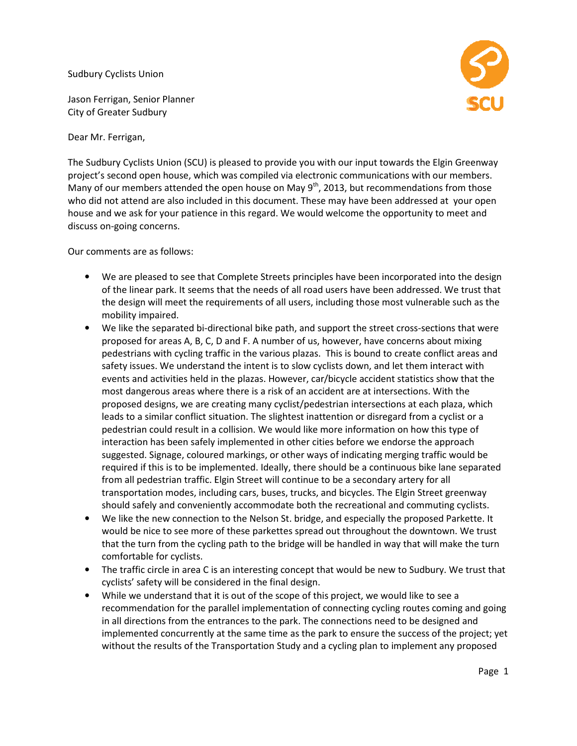Sudbury Cyclists Union

Jason Ferrigan, Senior Planner
City of Greater Sudbury

Dear Mr. Ferrigan,

The Sudbury Cyclists Union (SCU) is pleased to provide you with our input towards the Elgin Greenway project's second open house, which was compiled via electronic communications with our members. Many of our members attended the open house on May 9th, 2013, but recommendations from those who did not attend are also included in this document. These may have been addressed at your open house and we ask for your patience in this regard. We would welcome the opportunity to meet and discuss on-going concerns.

Our comments are as follows:

- We are pleased to see that Complete Streets principles have been incorporated into the design of the linear park. It seems that the needs of all road users have been addressed. We trust that the design will meet the requirements of all users, including those most vulnerable such as the mobility impaired.
- We like the separated bi-directional bike path, and support the street cross-sections that were proposed for areas A, B, C, D and F. A number of us, however, have concerns about mixing pedestrians with cycling traffic in the various plazas. This is bound to create conflict areas and safety issues. We understand the intent is to slow cyclists down, and let them interact with events and activities held in the plazas. However, car/bicycle accident statistics show that the most dangerous areas where there is a risk of an accident are at intersections. With the proposed designs, we are creating many cyclist/pedestrian intersections at each plaza, which leads to a similar conflict situation. The slightest inattention or disregard from a cyclist or a pedestrian could result in a collision. We would like more information on how this type of interaction has been safely implemented in other cities before we endorse the approach suggested. Signage, coloured markings, or other ways of indicating merging traffic would be required if this is to be implemented. Ideally, there should be a continuous bike lane separated from all pedestrian traffic. Elgin Street will continue to be a secondary artery for all transportation modes, including cars, buses, trucks, and bicycles. The Elgin Street greenway should safely and conveniently accommodate both the recreational and commuting cyclists.
- We like the new connection to the Nelson St. bridge, and especially the proposed Parkette. It would be nice to see more of these parkettes spread out throughout the downtown. We trust that the turn from the cycling path to the bridge will be handled in way that will make the turn comfortable for cyclists.
- The traffic circle in area C is an interesting concept that would be new to Sudbury. We trust that cyclists' safety will be considered in the final design.
- While we understand that it is out of the scope of this project, we would like to see a recommendation for the parallel implementation of connecting cycling routes coming and going in all directions from the entrances to the park. The connections need to be designed and implemented concurrently at the same time as the park to ensure the success of the project; yet without the results of the Transportation Study and a cycling plan to implement any proposed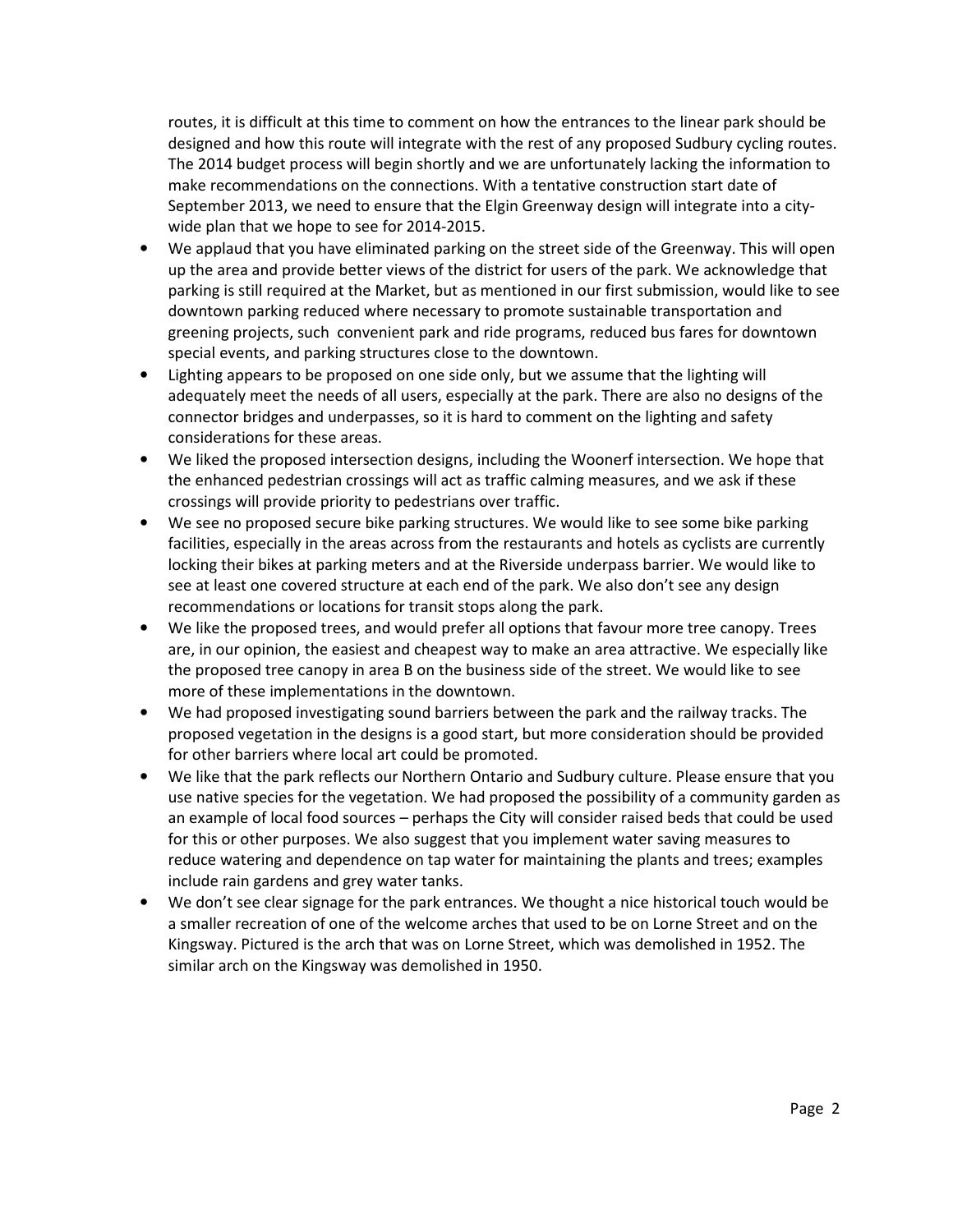routes, it is difficult at this time to comment on how the entrances to the linear park should be designed and how this route will integrate with the rest of any proposed Sudbury cycling routes. The 2014 budget process will begin shortly and we are unfortunately lacking the information to make recommendations on the connections. With a tentative construction start date of September 2013, we need to ensure that the Elgin Greenway design will integrate into a city-wide plan that we hope to see for 2014-2015.

- We applaud that you have eliminated parking on the street side of the Greenway. This will open up the area and provide better views of the district for users of the park. We acknowledge that parking is still required at the Market, but as mentioned in our first submission, would like to see downtown parking reduced where necessary to promote sustainable transportation and greening projects, such  convenient park and ride programs, reduced bus fares for downtown special events, and parking structures close to the downtown.
- Lighting appears to be proposed on one side only, but we assume that the lighting will adequately meet the needs of all users, especially at the park. There are also no designs of the connector bridges and underpasses, so it is hard to comment on the lighting and safety considerations for these areas.
- We liked the proposed intersection designs, including the Woonerf intersection. We hope that the enhanced pedestrian crossings will act as traffic calming measures, and we ask if these crossings will provide priority to pedestrians over traffic.
- We see no proposed secure bike parking structures. We would like to see some bike parking facilities, especially in the areas across from the restaurants and hotels as cyclists are currently locking their bikes at parking meters and at the Riverside underpass barrier. We would like to see at least one covered structure at each end of the park. We also don't see any design recommendations or locations for transit stops along the park.
- We like the proposed trees, and would prefer all options that favour more tree canopy. Trees are, in our opinion, the easiest and cheapest way to make an area attractive. We especially like the proposed tree canopy in area B on the business side of the street. We would like to see more of these implementations in the downtown.
- We had proposed investigating sound barriers between the park and the railway tracks. The proposed vegetation in the designs is a good start, but more consideration should be provided for other barriers where local art could be promoted.
- We like that the park reflects our Northern Ontario and Sudbury culture. Please ensure that you use native species for the vegetation. We had proposed the possibility of a community garden as an example of local food sources – perhaps the City will consider raised beds that could be used for this or other purposes. We also suggest that you implement water saving measures to reduce watering and dependence on tap water for maintaining the plants and trees; examples include rain gardens and grey water tanks.
- We don't see clear signage for the park entrances. We thought a nice historical touch would be a smaller recreation of one of the welcome arches that used to be on Lorne Street and on the Kingsway. Pictured is the arch that was on Lorne Street, which was demolished in 1952. The similar arch on the Kingsway was demolished in 1950.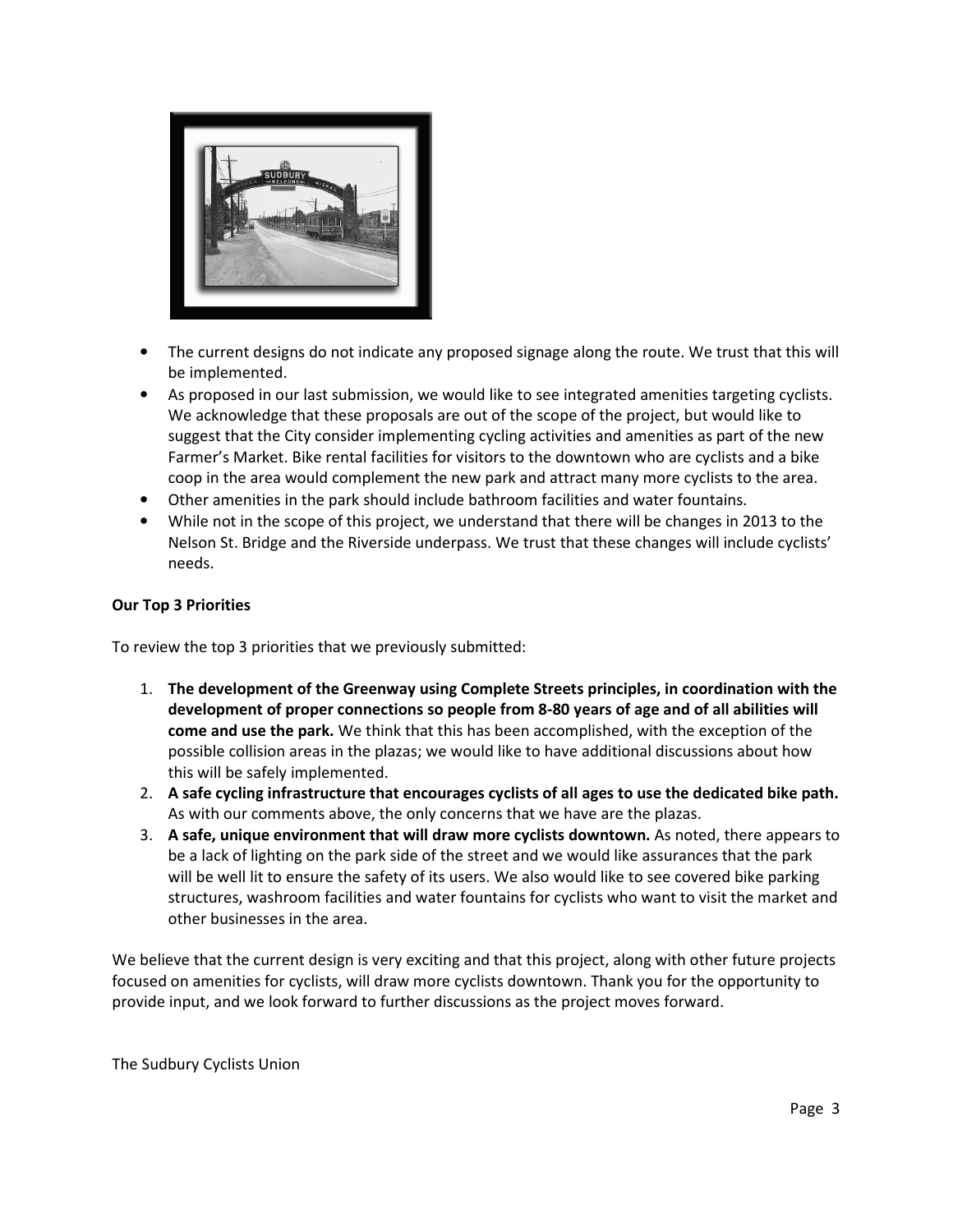- The current designs do not indicate any proposed signage along the route. We trust that this will be implemented.
- As proposed in our last submission, we would like to see integrated amenities targeting cyclists. We acknowledge that these proposals are out of the scope of the project, but would like to suggest that the City consider implementing cycling activities and amenities as part of the new Farmer's Market. Bike rental facilities for visitors to the downtown who are cyclists and a bike coop in the area would complement the new park and attract many more cyclists to the area.
- Other amenities in the park should include bathroom facilities and water fountains.
- While not in the scope of this project, we understand that there will be changes in 2013 to the Nelson St. Bridge and the Riverside underpass. We trust that these changes will include cyclists' needs.

**Our Top 3 Priorities**

To review the top 3 priorities that we previously submitted:

1. **The development of the Greenway using Complete Streets principles, in coordination with the development of proper connections so people from 8-80 years of age and of all abilities will come and use the park.** We think that this has been accomplished, with the exception of the possible collision areas in the plazas; we would like to have additional discussions about how this will be safely implemented.
2. **A safe cycling infrastructure that encourages cyclists of all ages to use the dedicated bike path.** As with our comments above, the only concerns that we have are the plazas.
3. **A safe, unique environment that will draw more cyclists downtown.** As noted, there appears to be a lack of lighting on the park side of the street and we would like assurances that the park will be well lit to ensure the safety of its users. We also would like to see covered bike parking structures, washroom facilities and water fountains for cyclists who want to visit the market and other businesses in the area.

We believe that the current design is very exciting and that this project, along with other future projects focused on amenities for cyclists, will draw more cyclists downtown. Thank you for the opportunity to provide input, and we look forward to further discussions as the project moves forward.

The Sudbury Cyclists Union